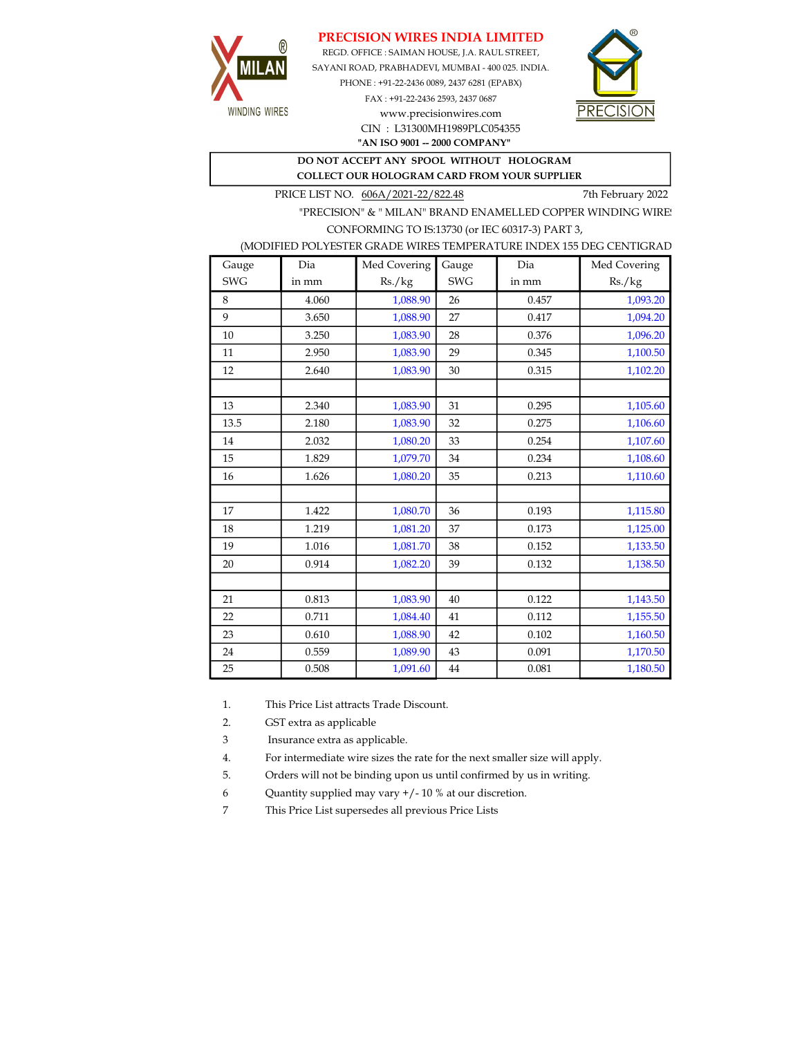# PRECISION WIRES INDIA LIMITED

MILAN® WINDING WIRES

REGD. OFFICE : SAIMAN HOUSE, J.A. RAUL STREET,
SAYANI ROAD, PRABHADEVI, MUMBAI - 400 025. INDIA.
PHONE : +91-22-2436 0089, 2437 6281 (EPABX)
FAX : +91-22-2436 2593, 2437 0687
www.precisionwires.com
CIN : L31300MH1989PLC054355
**"AN ISO 9001 -- 2000 COMPANY"**

PRECISION®

**DO NOT ACCEPT ANY SPOOL WITHOUT HOLOGRAM**
**COLLECT OUR HOLOGRAM CARD FROM YOUR SUPPLIER**

PRICE LIST NO. 606A/2021-22/822.48 — 7th February 2022

"PRECISION" & " MILAN" BRAND ENAMELLED COPPER WINDING WIRE
CONFORMING TO IS:13730 (or IEC 60317-3) PART 3,
(MODIFIED POLYESTER GRADE WIRES TEMPERATURE INDEX 155 DEG CENTIGRAD

| Gauge SWG | Dia in mm | Med Covering Rs./kg | Gauge SWG | Dia in mm | Med Covering Rs./kg |
|---|---|---|---|---|---|
| 8 | 4.060 | 1,088.90 | 26 | 0.457 | 1,093.20 |
| 9 | 3.650 | 1,088.90 | 27 | 0.417 | 1,094.20 |
| 10 | 3.250 | 1,083.90 | 28 | 0.376 | 1,096.20 |
| 11 | 2.950 | 1,083.90 | 29 | 0.345 | 1,100.50 |
| 12 | 2.640 | 1,083.90 | 30 | 0.315 | 1,102.20 |
| | | | | | |
| 13 | 2.340 | 1,083.90 | 31 | 0.295 | 1,105.60 |
| 13.5 | 2.180 | 1,083.90 | 32 | 0.275 | 1,106.60 |
| 14 | 2.032 | 1,080.20 | 33 | 0.254 | 1,107.60 |
| 15 | 1.829 | 1,079.70 | 34 | 0.234 | 1,108.60 |
| 16 | 1.626 | 1,080.20 | 35 | 0.213 | 1,110.60 |
| | | | | | |
| 17 | 1.422 | 1,080.70 | 36 | 0.193 | 1,115.80 |
| 18 | 1.219 | 1,081.20 | 37 | 0.173 | 1,125.00 |
| 19 | 1.016 | 1,081.70 | 38 | 0.152 | 1,133.50 |
| 20 | 0.914 | 1,082.20 | 39 | 0.132 | 1,138.50 |
| | | | | | |
| 21 | 0.813 | 1,083.90 | 40 | 0.122 | 1,143.50 |
| 22 | 0.711 | 1,084.40 | 41 | 0.112 | 1,155.50 |
| 23 | 0.610 | 1,088.90 | 42 | 0.102 | 1,160.50 |
| 24 | 0.559 | 1,089.90 | 43 | 0.091 | 1,170.50 |
| 25 | 0.508 | 1,091.60 | 44 | 0.081 | 1,180.50 |

1. This Price List attracts Trade Discount.
2. GST extra as applicable
3. Insurance extra as applicable.
4. For intermediate wire sizes the rate for the next smaller size will apply.
5. Orders will not be binding upon us until confirmed by us in writing.
6. Quantity supplied may vary +/- 10 % at our discretion.
7. This Price List supersedes all previous Price Lists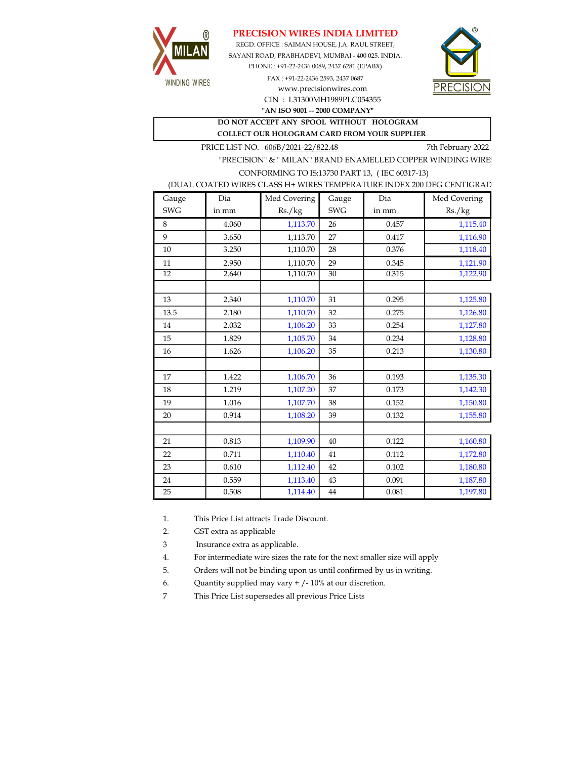MILAN® WINDING WIRES

# PRECISION WIRES INDIA LIMITED

REGD. OFFICE : SAIMAN HOUSE, J.A. RAUL STREET,
SAYANI ROAD, PRABHADEVI, MUMBAI - 400 025. INDIA.
PHONE : +91-22-2436 0089, 2437 6281 (EPABX)
FAX : +91-22-2436 2593, 2437 0687
www.precisionwires.com
CIN : L31300MH1989PLC054355
**"AN ISO 9001 -- 2000 COMPANY"**

PRECISION®

**DO NOT ACCEPT ANY SPOOL WITHOUT HOLOGRAM**
**COLLECT OUR HOLOGRAM CARD FROM YOUR SUPPLIER**

PRICE LIST NO. 606B/2021-22/822.48 — 7th February 2022

"PRECISION" & " MILAN" BRAND ENAMELLED COPPER WINDING WIRES
CONFORMING TO IS:13730 PART 13, ( IEC 60317-13)
(DUAL COATED WIRES CLASS H+ WIRES TEMPERATURE INDEX 200 DEG CENTIGRADE

| Gauge SWG | Dia in mm | Med Covering Rs./kg | Gauge SWG | Dia in mm | Med Covering Rs./kg |
|---|---|---|---|---|---|
| 8 | 4.060 | 1,113.70 | 26 | 0.457 | 1,115.40 |
| 9 | 3.650 | 1,113.70 | 27 | 0.417 | 1,116.90 |
| 10 | 3.250 | 1,110.70 | 28 | 0.376 | 1,118.40 |
| 11 | 2.950 | 1,110.70 | 29 | 0.345 | 1,121.90 |
| 12 | 2.640 | 1,110.70 | 30 | 0.315 | 1,122.90 |
| | | | | | |
| 13 | 2.340 | 1,110.70 | 31 | 0.295 | 1,125.80 |
| 13.5 | 2.180 | 1,110.70 | 32 | 0.275 | 1,126.80 |
| 14 | 2.032 | 1,106.20 | 33 | 0.254 | 1,127.80 |
| 15 | 1.829 | 1,105.70 | 34 | 0.234 | 1,128.80 |
| 16 | 1.626 | 1,106.20 | 35 | 0.213 | 1,130.80 |
| | | | | | |
| 17 | 1.422 | 1,106.70 | 36 | 0.193 | 1,135.30 |
| 18 | 1.219 | 1,107.20 | 37 | 0.173 | 1,142.30 |
| 19 | 1.016 | 1,107.70 | 38 | 0.152 | 1,150.80 |
| 20 | 0.914 | 1,108.20 | 39 | 0.132 | 1,155.80 |
| | | | | | |
| 21 | 0.813 | 1,109.90 | 40 | 0.122 | 1,160.80 |
| 22 | 0.711 | 1,110.40 | 41 | 0.112 | 1,172.80 |
| 23 | 0.610 | 1,112.40 | 42 | 0.102 | 1,180.80 |
| 24 | 0.559 | 1,113.40 | 43 | 0.091 | 1,187.80 |
| 25 | 0.508 | 1,114.40 | 44 | 0.081 | 1,197.80 |

1. This Price List attracts Trade Discount.
2. GST extra as applicable
3. Insurance extra as applicable.
4. For intermediate wire sizes the rate for the next smaller size will apply
5. Orders will not be binding upon us until confirmed by us in writing.
6. Quantity supplied may vary + /- 10% at our discretion.
7. This Price List supersedes all previous Price Lists